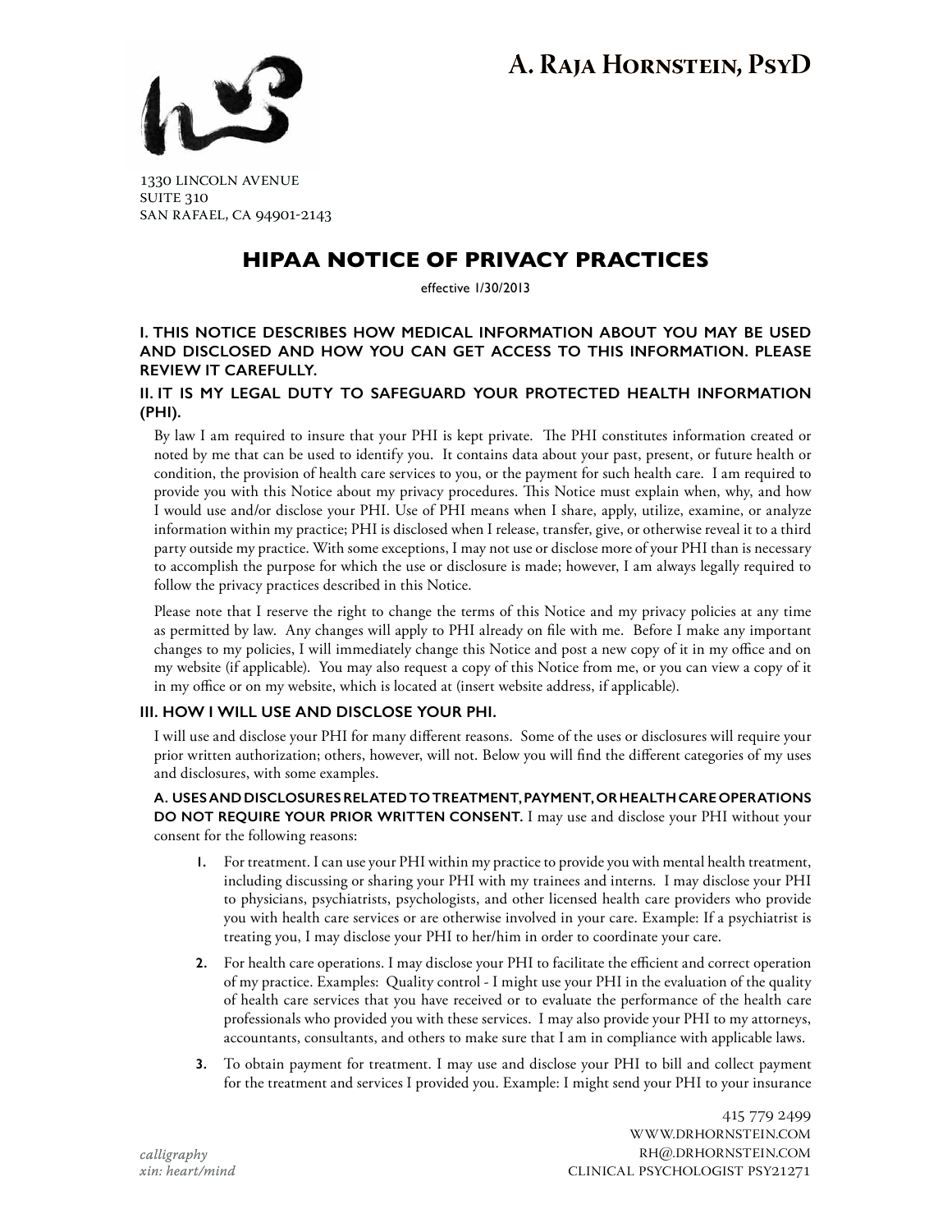# A. Raja Hornstein, PsyD

1330 Lincoln Avenue
Suite 310
San Rafael, CA 94901-2143

## HIPAA NOTICE OF PRIVACY PRACTICES

effective 1/30/2013

### I. THIS NOTICE DESCRIBES HOW MEDICAL INFORMATION ABOUT YOU MAY BE USED AND DISCLOSED AND HOW YOU CAN GET ACCESS TO THIS INFORMATION. PLEASE REVIEW IT CAREFULLY.

### II. IT IS MY LEGAL DUTY TO SAFEGUARD YOUR PROTECTED HEALTH INFORMATION (PHI).

By law I am required to insure that your PHI is kept private. The PHI constitutes information created or noted by me that can be used to identify you. It contains data about your past, present, or future health or condition, the provision of health care services to you, or the payment for such health care. I am required to provide you with this Notice about my privacy procedures. This Notice must explain when, why, and how I would use and/or disclose your PHI. Use of PHI means when I share, apply, utilize, examine, or analyze information within my practice; PHI is disclosed when I release, transfer, give, or otherwise reveal it to a third party outside my practice. With some exceptions, I may not use or disclose more of your PHI than is necessary to accomplish the purpose for which the use or disclosure is made; however, I am always legally required to follow the privacy practices described in this Notice.

Please note that I reserve the right to change the terms of this Notice and my privacy policies at any time as permitted by law. Any changes will apply to PHI already on file with me. Before I make any important changes to my policies, I will immediately change this Notice and post a new copy of it in my office and on my website (if applicable). You may also request a copy of this Notice from me, or you can view a copy of it in my office or on my website, which is located at (insert website address, if applicable).

### III. HOW I WILL USE AND DISCLOSE YOUR PHI.

I will use and disclose your PHI for many different reasons. Some of the uses or disclosures will require your prior written authorization; others, however, will not. Below you will find the different categories of my uses and disclosures, with some examples.

**A. USES AND DISCLOSURES RELATED TO TREATMENT, PAYMENT, OR HEALTH CARE OPERATIONS DO NOT REQUIRE YOUR PRIOR WRITTEN CONSENT.** I may use and disclose your PHI without your consent for the following reasons:

1. For treatment. I can use your PHI within my practice to provide you with mental health treatment, including discussing or sharing your PHI with my trainees and interns. I may disclose your PHI to physicians, psychiatrists, psychologists, and other licensed health care providers who provide you with health care services or are otherwise involved in your care. Example: If a psychiatrist is treating you, I may disclose your PHI to her/him in order to coordinate your care.

2. For health care operations. I may disclose your PHI to facilitate the efficient and correct operation of my practice. Examples: Quality control - I might use your PHI in the evaluation of the quality of health care services that you have received or to evaluate the performance of the health care professionals who provided you with these services. I may also provide your PHI to my attorneys, accountants, consultants, and others to make sure that I am in compliance with applicable laws.

3. To obtain payment for treatment. I may use and disclose your PHI to bill and collect payment for the treatment and services I provided you. Example: I might send your PHI to your insurance

*calligraphy*
*xin: heart/mind*

415 779 2499
www.drhornstein.com
rh@.drhornstein.com
Clinical Psychologist PSY21271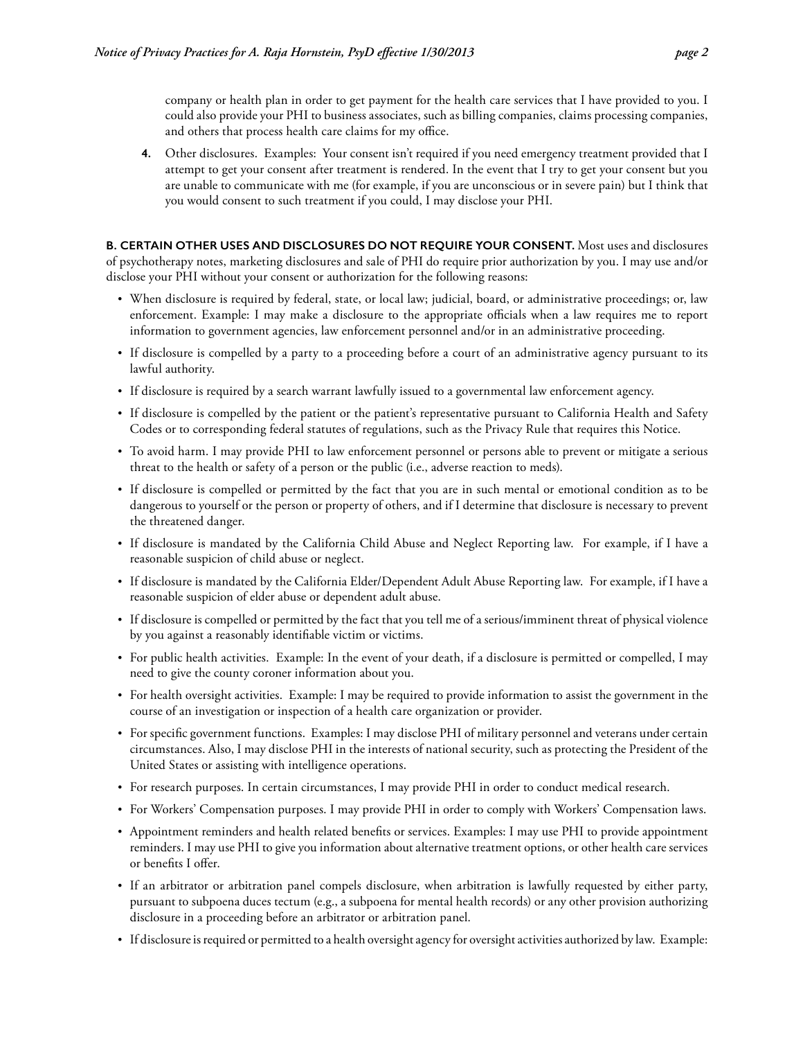company or health plan in order to get payment for the health care services that I have provided to you. I could also provide your PHI to business associates, such as billing companies, claims processing companies, and others that process health care claims for my office.

4. Other disclosures. Examples: Your consent isn't required if you need emergency treatment provided that I attempt to get your consent after treatment is rendered. In the event that I try to get your consent but you are unable to communicate with me (for example, if you are unconscious or in severe pain) but I think that you would consent to such treatment if you could, I may disclose your PHI.

**B. CERTAIN OTHER USES AND DISCLOSURES DO NOT REQUIRE YOUR CONSENT.** Most uses and disclosures of psychotherapy notes, marketing disclosures and sale of PHI do require prior authorization by you. I may use and/or disclose your PHI without your consent or authorization for the following reasons:

- When disclosure is required by federal, state, or local law; judicial, board, or administrative proceedings; or, law enforcement. Example: I may make a disclosure to the appropriate officials when a law requires me to report information to government agencies, law enforcement personnel and/or in an administrative proceeding.
- If disclosure is compelled by a party to a proceeding before a court of an administrative agency pursuant to its lawful authority.
- If disclosure is required by a search warrant lawfully issued to a governmental law enforcement agency.
- If disclosure is compelled by the patient or the patient's representative pursuant to California Health and Safety Codes or to corresponding federal statutes of regulations, such as the Privacy Rule that requires this Notice.
- To avoid harm. I may provide PHI to law enforcement personnel or persons able to prevent or mitigate a serious threat to the health or safety of a person or the public (i.e., adverse reaction to meds).
- If disclosure is compelled or permitted by the fact that you are in such mental or emotional condition as to be dangerous to yourself or the person or property of others, and if I determine that disclosure is necessary to prevent the threatened danger.
- If disclosure is mandated by the California Child Abuse and Neglect Reporting law. For example, if I have a reasonable suspicion of child abuse or neglect.
- If disclosure is mandated by the California Elder/Dependent Adult Abuse Reporting law. For example, if I have a reasonable suspicion of elder abuse or dependent adult abuse.
- If disclosure is compelled or permitted by the fact that you tell me of a serious/imminent threat of physical violence by you against a reasonably identifiable victim or victims.
- For public health activities. Example: In the event of your death, if a disclosure is permitted or compelled, I may need to give the county coroner information about you.
- For health oversight activities. Example: I may be required to provide information to assist the government in the course of an investigation or inspection of a health care organization or provider.
- For specific government functions. Examples: I may disclose PHI of military personnel and veterans under certain circumstances. Also, I may disclose PHI in the interests of national security, such as protecting the President of the United States or assisting with intelligence operations.
- For research purposes. In certain circumstances, I may provide PHI in order to conduct medical research.
- For Workers' Compensation purposes. I may provide PHI in order to comply with Workers' Compensation laws.
- Appointment reminders and health related benefits or services. Examples: I may use PHI to provide appointment reminders. I may use PHI to give you information about alternative treatment options, or other health care services or benefits I offer.
- If an arbitrator or arbitration panel compels disclosure, when arbitration is lawfully requested by either party, pursuant to subpoena duces tectum (e.g., a subpoena for mental health records) or any other provision authorizing disclosure in a proceeding before an arbitrator or arbitration panel.
- If disclosure is required or permitted to a health oversight agency for oversight activities authorized by law. Example: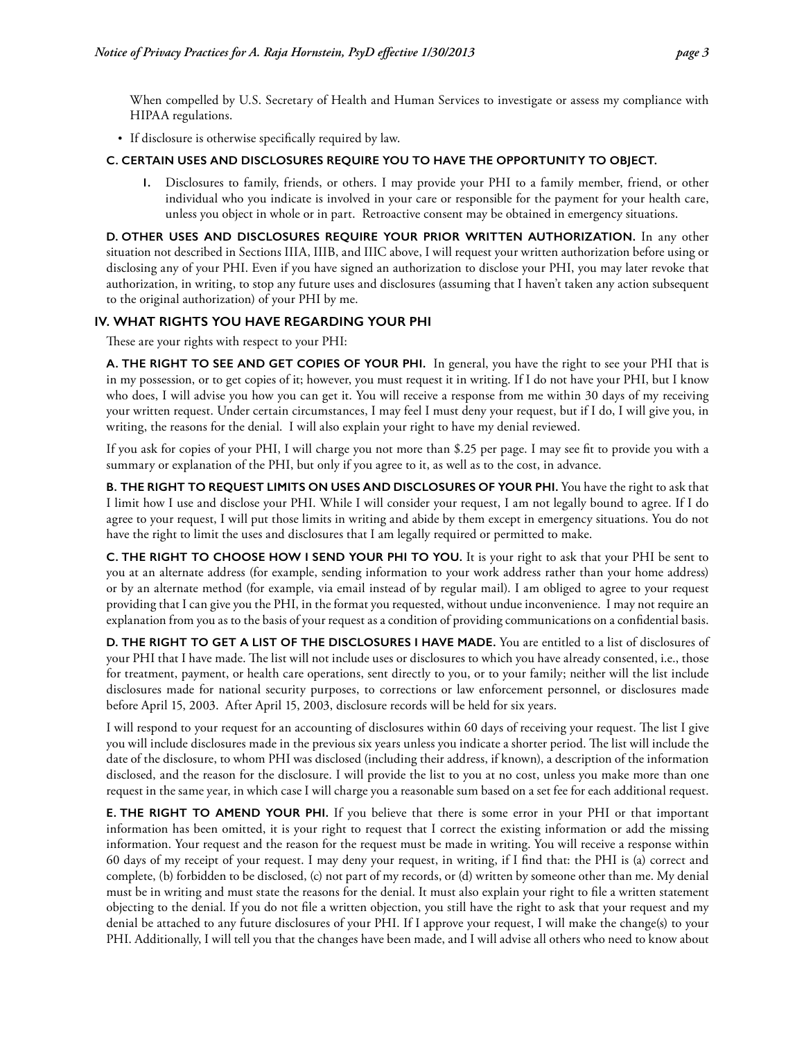When compelled by U.S. Secretary of Health and Human Services to investigate or assess my compliance with HIPAA regulations.

- If disclosure is otherwise specifically required by law.

### C. CERTAIN USES AND DISCLOSURES REQUIRE YOU TO HAVE THE OPPORTUNITY TO OBJECT.

1. Disclosures to family, friends, or others. I may provide your PHI to a family member, friend, or other individual who you indicate is involved in your care or responsible for the payment for your health care, unless you object in whole or in part. Retroactive consent may be obtained in emergency situations.

**D. OTHER USES AND DISCLOSURES REQUIRE YOUR PRIOR WRITTEN AUTHORIZATION.** In any other situation not described in Sections IIIA, IIIB, and IIIC above, I will request your written authorization before using or disclosing any of your PHI. Even if you have signed an authorization to disclose your PHI, you may later revoke that authorization, in writing, to stop any future uses and disclosures (assuming that I haven't taken any action subsequent to the original authorization) of your PHI by me.

## IV. WHAT RIGHTS YOU HAVE REGARDING YOUR PHI

These are your rights with respect to your PHI:

**A. THE RIGHT TO SEE AND GET COPIES OF YOUR PHI.** In general, you have the right to see your PHI that is in my possession, or to get copies of it; however, you must request it in writing. If I do not have your PHI, but I know who does, I will advise you how you can get it. You will receive a response from me within 30 days of my receiving your written request. Under certain circumstances, I may feel I must deny your request, but if I do, I will give you, in writing, the reasons for the denial. I will also explain your right to have my denial reviewed.

If you ask for copies of your PHI, I will charge you not more than $.25 per page. I may see fit to provide you with a summary or explanation of the PHI, but only if you agree to it, as well as to the cost, in advance.

**B. THE RIGHT TO REQUEST LIMITS ON USES AND DISCLOSURES OF YOUR PHI.** You have the right to ask that I limit how I use and disclose your PHI. While I will consider your request, I am not legally bound to agree. If I do agree to your request, I will put those limits in writing and abide by them except in emergency situations. You do not have the right to limit the uses and disclosures that I am legally required or permitted to make.

**C. THE RIGHT TO CHOOSE HOW I SEND YOUR PHI TO YOU.** It is your right to ask that your PHI be sent to you at an alternate address (for example, sending information to your work address rather than your home address) or by an alternate method (for example, via email instead of by regular mail). I am obliged to agree to your request providing that I can give you the PHI, in the format you requested, without undue inconvenience. I may not require an explanation from you as to the basis of your request as a condition of providing communications on a confidential basis.

**D. THE RIGHT TO GET A LIST OF THE DISCLOSURES I HAVE MADE.** You are entitled to a list of disclosures of your PHI that I have made. The list will not include uses or disclosures to which you have already consented, i.e., those for treatment, payment, or health care operations, sent directly to you, or to your family; neither will the list include disclosures made for national security purposes, to corrections or law enforcement personnel, or disclosures made before April 15, 2003. After April 15, 2003, disclosure records will be held for six years.

I will respond to your request for an accounting of disclosures within 60 days of receiving your request. The list I give you will include disclosures made in the previous six years unless you indicate a shorter period. The list will include the date of the disclosure, to whom PHI was disclosed (including their address, if known), a description of the information disclosed, and the reason for the disclosure. I will provide the list to you at no cost, unless you make more than one request in the same year, in which case I will charge you a reasonable sum based on a set fee for each additional request.

**E. THE RIGHT TO AMEND YOUR PHI.** If you believe that there is some error in your PHI or that important information has been omitted, it is your right to request that I correct the existing information or add the missing information. Your request and the reason for the request must be made in writing. You will receive a response within 60 days of my receipt of your request. I may deny your request, in writing, if I find that: the PHI is (a) correct and complete, (b) forbidden to be disclosed, (c) not part of my records, or (d) written by someone other than me. My denial must be in writing and must state the reasons for the denial. It must also explain your right to file a written statement objecting to the denial. If you do not file a written objection, you still have the right to ask that your request and my denial be attached to any future disclosures of your PHI. If I approve your request, I will make the change(s) to your PHI. Additionally, I will tell you that the changes have been made, and I will advise all others who need to know about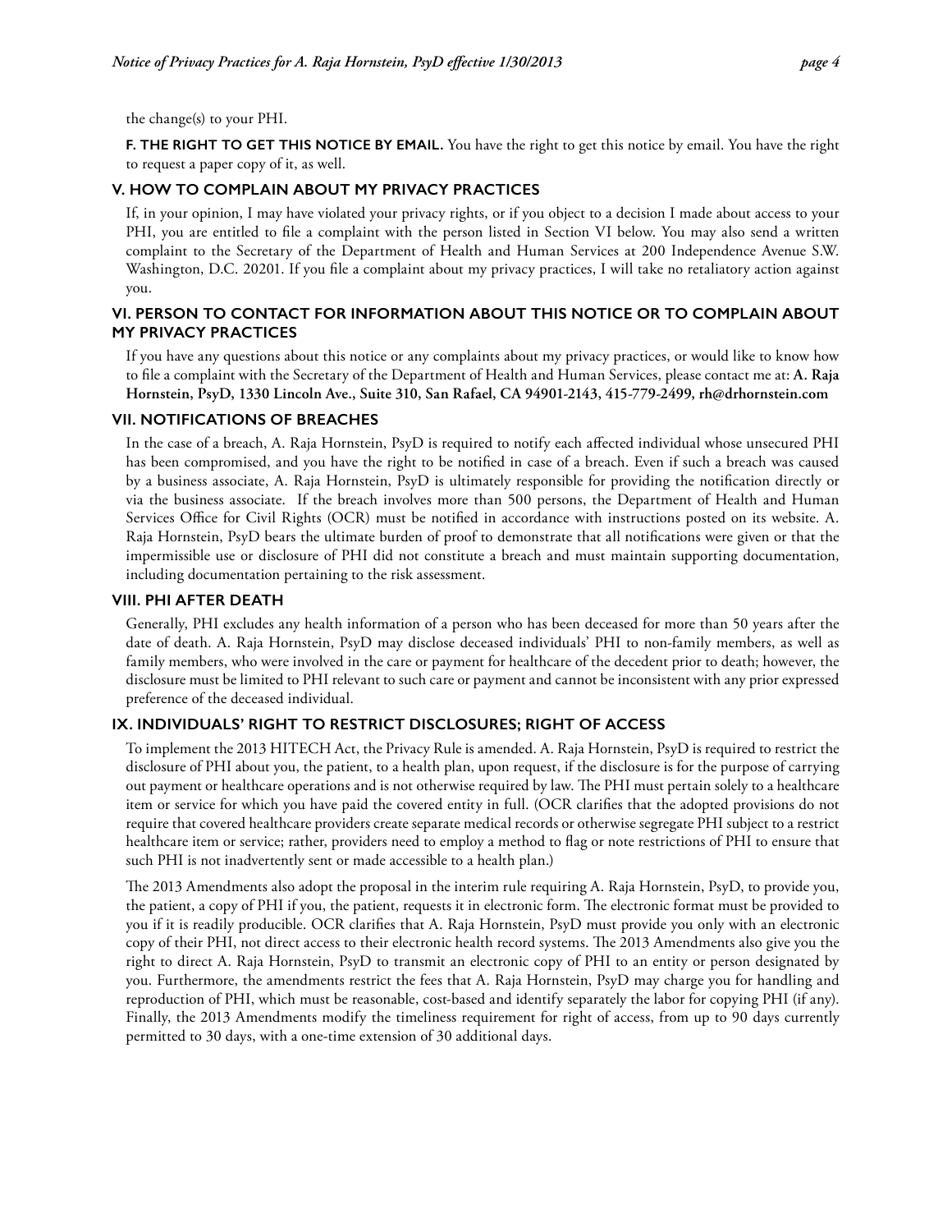the change(s) to your PHI.

**F. THE RIGHT TO GET THIS NOTICE BY EMAIL.** You have the right to get this notice by email. You have the right to request a paper copy of it, as well.

## V. HOW TO COMPLAIN ABOUT MY PRIVACY PRACTICES

If, in your opinion, I may have violated your privacy rights, or if you object to a decision I made about access to your PHI, you are entitled to file a complaint with the person listed in Section VI below. You may also send a written complaint to the Secretary of the Department of Health and Human Services at 200 Independence Avenue S.W. Washington, D.C. 20201. If you file a complaint about my privacy practices, I will take no retaliatory action against you.

## VI. PERSON TO CONTACT FOR INFORMATION ABOUT THIS NOTICE OR TO COMPLAIN ABOUT MY PRIVACY PRACTICES

If you have any questions about this notice or any complaints about my privacy practices, or would like to know how to file a complaint with the Secretary of the Department of Health and Human Services, please contact me at: **A. Raja Hornstein, PsyD, 1330 Lincoln Ave., Suite 310, San Rafael, CA 94901-2143, 415-779-2499, rh@drhornstein.com**

## VII. NOTIFICATIONS OF BREACHES

In the case of a breach, A. Raja Hornstein, PsyD is required to notify each affected individual whose unsecured PHI has been compromised, and you have the right to be notified in case of a breach. Even if such a breach was caused by a business associate, A. Raja Hornstein, PsyD is ultimately responsible for providing the notification directly or via the business associate. If the breach involves more than 500 persons, the Department of Health and Human Services Office for Civil Rights (OCR) must be notified in accordance with instructions posted on its website. A. Raja Hornstein, PsyD bears the ultimate burden of proof to demonstrate that all notifications were given or that the impermissible use or disclosure of PHI did not constitute a breach and must maintain supporting documentation, including documentation pertaining to the risk assessment.

## VIII. PHI AFTER DEATH

Generally, PHI excludes any health information of a person who has been deceased for more than 50 years after the date of death. A. Raja Hornstein, PsyD may disclose deceased individuals' PHI to non-family members, as well as family members, who were involved in the care or payment for healthcare of the decedent prior to death; however, the disclosure must be limited to PHI relevant to such care or payment and cannot be inconsistent with any prior expressed preference of the deceased individual.

## IX. INDIVIDUALS' RIGHT TO RESTRICT DISCLOSURES; RIGHT OF ACCESS

To implement the 2013 HITECH Act, the Privacy Rule is amended. A. Raja Hornstein, PsyD is required to restrict the disclosure of PHI about you, the patient, to a health plan, upon request, if the disclosure is for the purpose of carrying out payment or healthcare operations and is not otherwise required by law. The PHI must pertain solely to a healthcare item or service for which you have paid the covered entity in full. (OCR clarifies that the adopted provisions do not require that covered healthcare providers create separate medical records or otherwise segregate PHI subject to a restrict healthcare item or service; rather, providers need to employ a method to flag or note restrictions of PHI to ensure that such PHI is not inadvertently sent or made accessible to a health plan.)

The 2013 Amendments also adopt the proposal in the interim rule requiring A. Raja Hornstein, PsyD, to provide you, the patient, a copy of PHI if you, the patient, requests it in electronic form. The electronic format must be provided to you if it is readily producible. OCR clarifies that A. Raja Hornstein, PsyD must provide you only with an electronic copy of their PHI, not direct access to their electronic health record systems. The 2013 Amendments also give you the right to direct A. Raja Hornstein, PsyD to transmit an electronic copy of PHI to an entity or person designated by you. Furthermore, the amendments restrict the fees that A. Raja Hornstein, PsyD may charge you for handling and reproduction of PHI, which must be reasonable, cost-based and identify separately the labor for copying PHI (if any). Finally, the 2013 Amendments modify the timeliness requirement for right of access, from up to 90 days currently permitted to 30 days, with a one-time extension of 30 additional days.